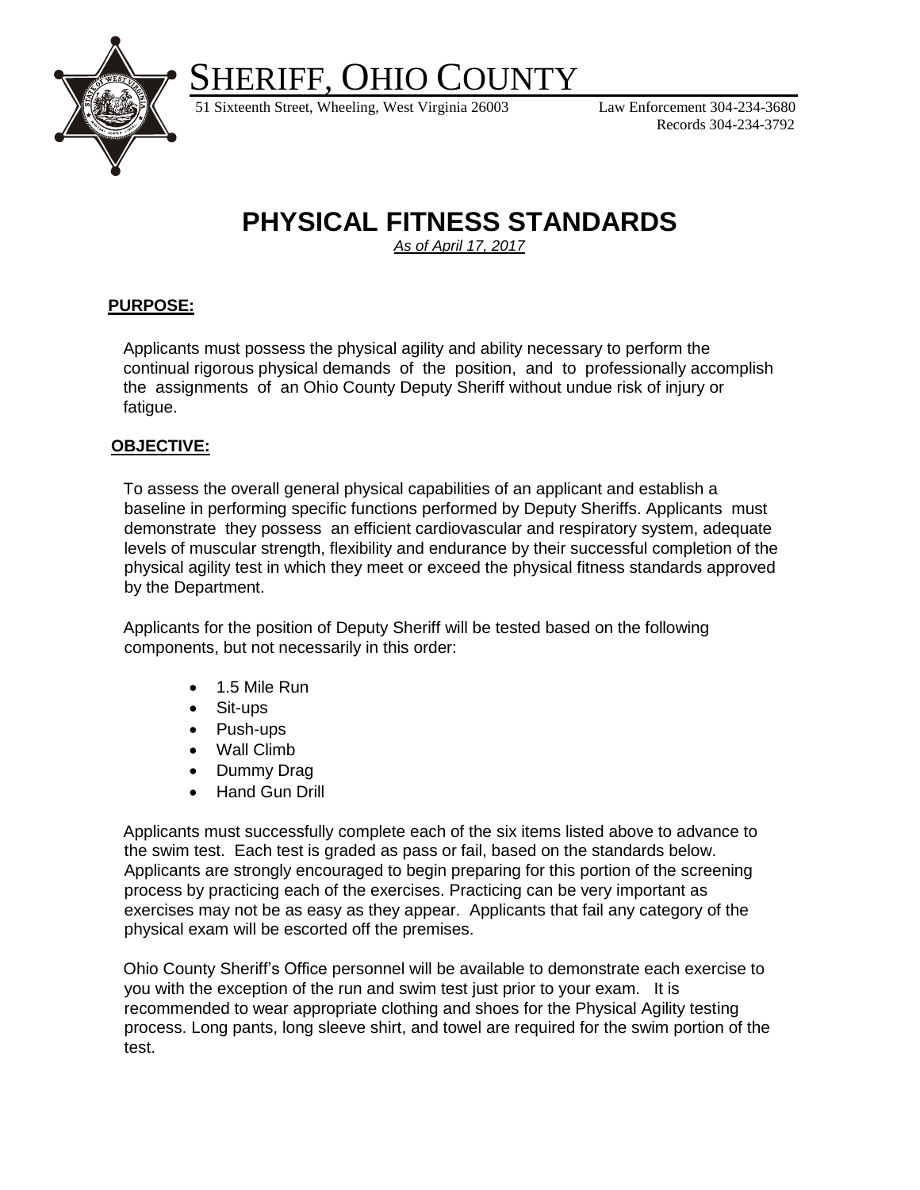# SHERIFF, OHIO COUNTY

51 Sixteenth Street, Wheeling, West Virginia 26003

Law Enforcement 304-234-3680
Records 304-234-3792

# PHYSICAL FITNESS STANDARDS

*As of April 17, 2017*

## PURPOSE:

Applicants must possess the physical agility and ability necessary to perform the continual rigorous physical demands of the position, and to professionally accomplish the assignments of an Ohio County Deputy Sheriff without undue risk of injury or fatigue.

## OBJECTIVE:

To assess the overall general physical capabilities of an applicant and establish a baseline in performing specific functions performed by Deputy Sheriffs. Applicants must demonstrate they possess an efficient cardiovascular and respiratory system, adequate levels of muscular strength, flexibility and endurance by their successful completion of the physical agility test in which they meet or exceed the physical fitness standards approved by the Department.

Applicants for the position of Deputy Sheriff will be tested based on the following components, but not necessarily in this order:

- 1.5 Mile Run
- Sit-ups
- Push-ups
- Wall Climb
- Dummy Drag
- Hand Gun Drill

Applicants must successfully complete each of the six items listed above to advance to the swim test. Each test is graded as pass or fail, based on the standards below. Applicants are strongly encouraged to begin preparing for this portion of the screening process by practicing each of the exercises. Practicing can be very important as exercises may not be as easy as they appear. Applicants that fail any category of the physical exam will be escorted off the premises.

Ohio County Sheriff's Office personnel will be available to demonstrate each exercise to you with the exception of the run and swim test just prior to your exam. It is recommended to wear appropriate clothing and shoes for the Physical Agility testing process. Long pants, long sleeve shirt, and towel are required for the swim portion of the test.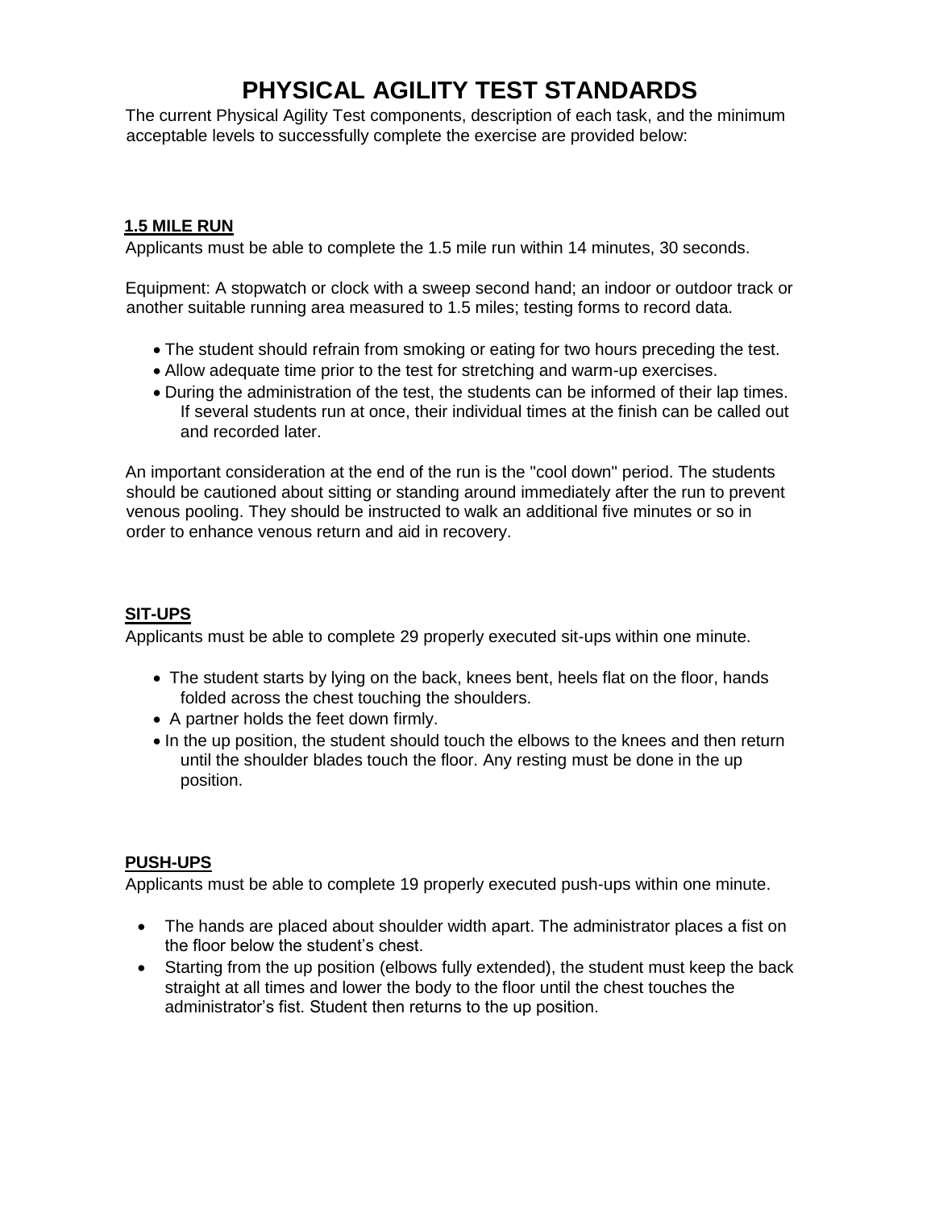# PHYSICAL AGILITY TEST STANDARDS

The current Physical Agility Test components, description of each task, and the minimum acceptable levels to successfully complete the exercise are provided below:

## 1.5 MILE RUN

Applicants must be able to complete the 1.5 mile run within 14 minutes, 30 seconds.

Equipment: A stopwatch or clock with a sweep second hand; an indoor or outdoor track or another suitable running area measured to 1.5 miles; testing forms to record data.

- The student should refrain from smoking or eating for two hours preceding the test.
- Allow adequate time prior to the test for stretching and warm-up exercises.
- During the administration of the test, the students can be informed of their lap times. If several students run at once, their individual times at the finish can be called out and recorded later.

An important consideration at the end of the run is the "cool down" period. The students should be cautioned about sitting or standing around immediately after the run to prevent venous pooling. They should be instructed to walk an additional five minutes or so in order to enhance venous return and aid in recovery.

## SIT-UPS

Applicants must be able to complete 29 properly executed sit-ups within one minute.

- The student starts by lying on the back, knees bent, heels flat on the floor, hands folded across the chest touching the shoulders.
- A partner holds the feet down firmly.
- In the up position, the student should touch the elbows to the knees and then return until the shoulder blades touch the floor. Any resting must be done in the up position.

## PUSH-UPS

Applicants must be able to complete 19 properly executed push-ups within one minute.

- The hands are placed about shoulder width apart. The administrator places a fist on the floor below the student's chest.
- Starting from the up position (elbows fully extended), the student must keep the back straight at all times and lower the body to the floor until the chest touches the administrator's fist. Student then returns to the up position.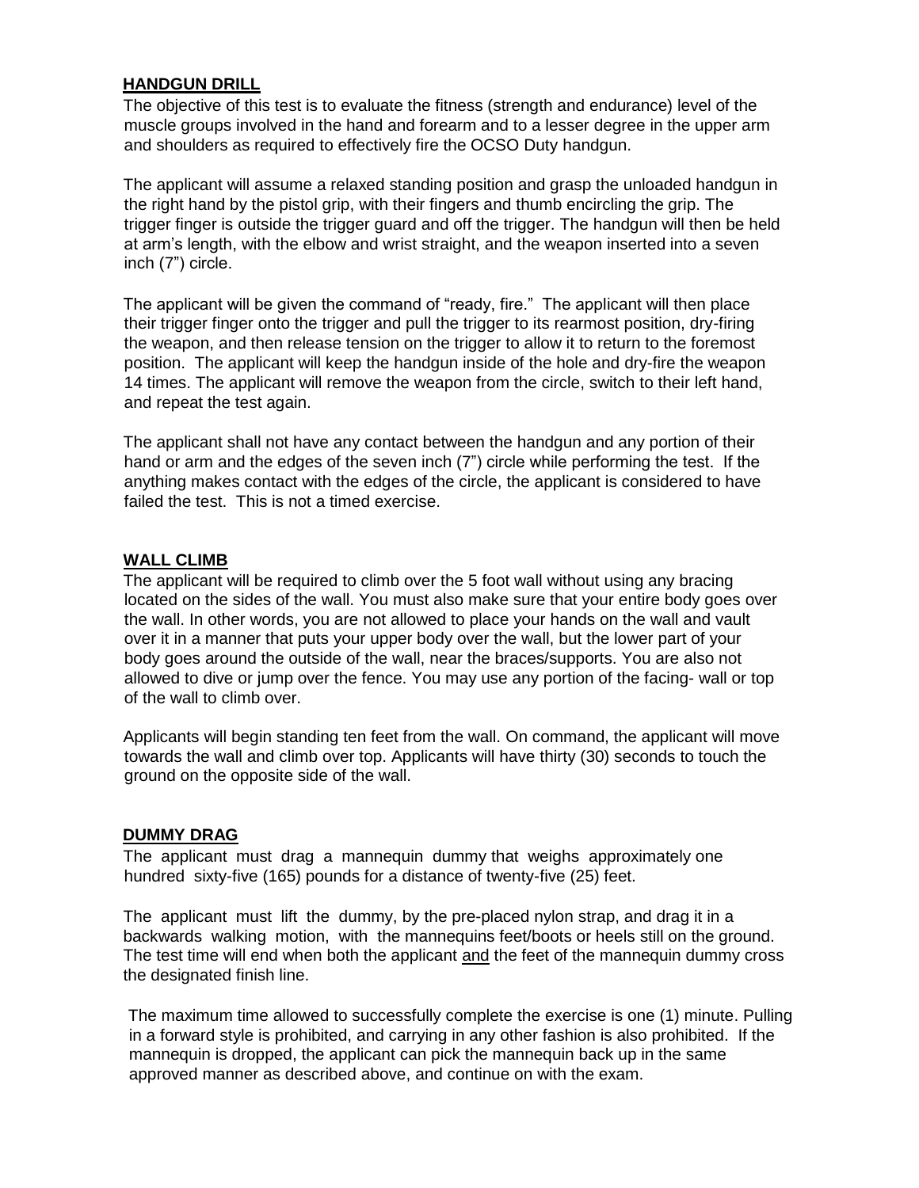## HANDGUN DRILL

The objective of this test is to evaluate the fitness (strength and endurance) level of the muscle groups involved in the hand and forearm and to a lesser degree in the upper arm and shoulders as required to effectively fire the OCSO Duty handgun.

The applicant will assume a relaxed standing position and grasp the unloaded handgun in the right hand by the pistol grip, with their fingers and thumb encircling the grip. The trigger finger is outside the trigger guard and off the trigger. The handgun will then be held at arm's length, with the elbow and wrist straight, and the weapon inserted into a seven inch (7") circle.

The applicant will be given the command of "ready, fire." The applicant will then place their trigger finger onto the trigger and pull the trigger to its rearmost position, dry-firing the weapon, and then release tension on the trigger to allow it to return to the foremost position. The applicant will keep the handgun inside of the hole and dry-fire the weapon 14 times. The applicant will remove the weapon from the circle, switch to their left hand, and repeat the test again.

The applicant shall not have any contact between the handgun and any portion of their hand or arm and the edges of the seven inch (7") circle while performing the test. If the anything makes contact with the edges of the circle, the applicant is considered to have failed the test. This is not a timed exercise.

## WALL CLIMB

The applicant will be required to climb over the 5 foot wall without using any bracing located on the sides of the wall. You must also make sure that your entire body goes over the wall. In other words, you are not allowed to place your hands on the wall and vault over it in a manner that puts your upper body over the wall, but the lower part of your body goes around the outside of the wall, near the braces/supports. You are also not allowed to dive or jump over the fence. You may use any portion of the facing- wall or top of the wall to climb over.

Applicants will begin standing ten feet from the wall. On command, the applicant will move towards the wall and climb over top. Applicants will have thirty (30) seconds to touch the ground on the opposite side of the wall.

## DUMMY DRAG

The applicant must drag a mannequin dummy that weighs approximately one hundred sixty-five (165) pounds for a distance of twenty-five (25) feet.

The applicant must lift the dummy, by the pre-placed nylon strap, and drag it in a backwards walking motion, with the mannequins feet/boots or heels still on the ground. The test time will end when both the applicant and the feet of the mannequin dummy cross the designated finish line.

The maximum time allowed to successfully complete the exercise is one (1) minute. Pulling in a forward style is prohibited, and carrying in any other fashion is also prohibited. If the mannequin is dropped, the applicant can pick the mannequin back up in the same approved manner as described above, and continue on with the exam.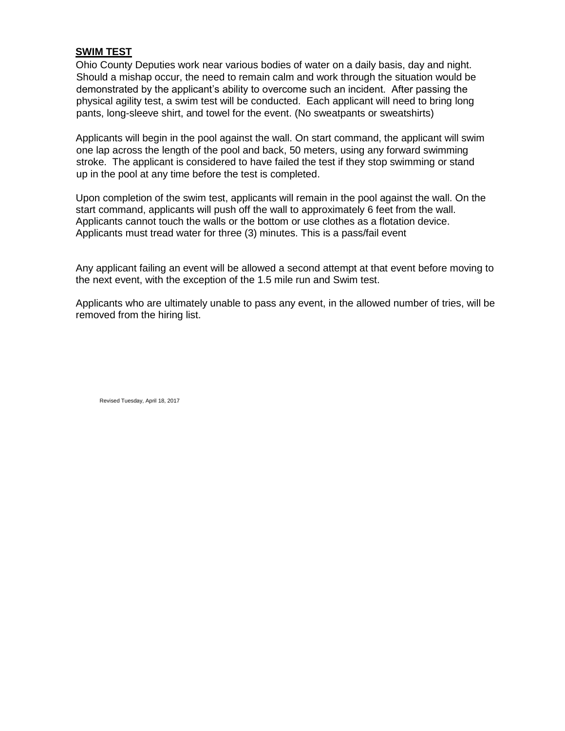**SWIM TEST**

Ohio County Deputies work near various bodies of water on a daily basis, day and night. Should a mishap occur, the need to remain calm and work through the situation would be demonstrated by the applicant's ability to overcome such an incident. After passing the physical agility test, a swim test will be conducted. Each applicant will need to bring long pants, long-sleeve shirt, and towel for the event. (No sweatpants or sweatshirts)

Applicants will begin in the pool against the wall. On start command, the applicant will swim one lap across the length of the pool and back, 50 meters, using any forward swimming stroke. The applicant is considered to have failed the test if they stop swimming or stand up in the pool at any time before the test is completed.

Upon completion of the swim test, applicants will remain in the pool against the wall. On the start command, applicants will push off the wall to approximately 6 feet from the wall. Applicants cannot touch the walls or the bottom or use clothes as a flotation device. Applicants must tread water for three (3) minutes. This is a pass/fail event

Any applicant failing an event will be allowed a second attempt at that event before moving to the next event, with the exception of the 1.5 mile run and Swim test.

Applicants who are ultimately unable to pass any event, in the allowed number of tries, will be removed from the hiring list.

Revised Tuesday, April 18, 2017